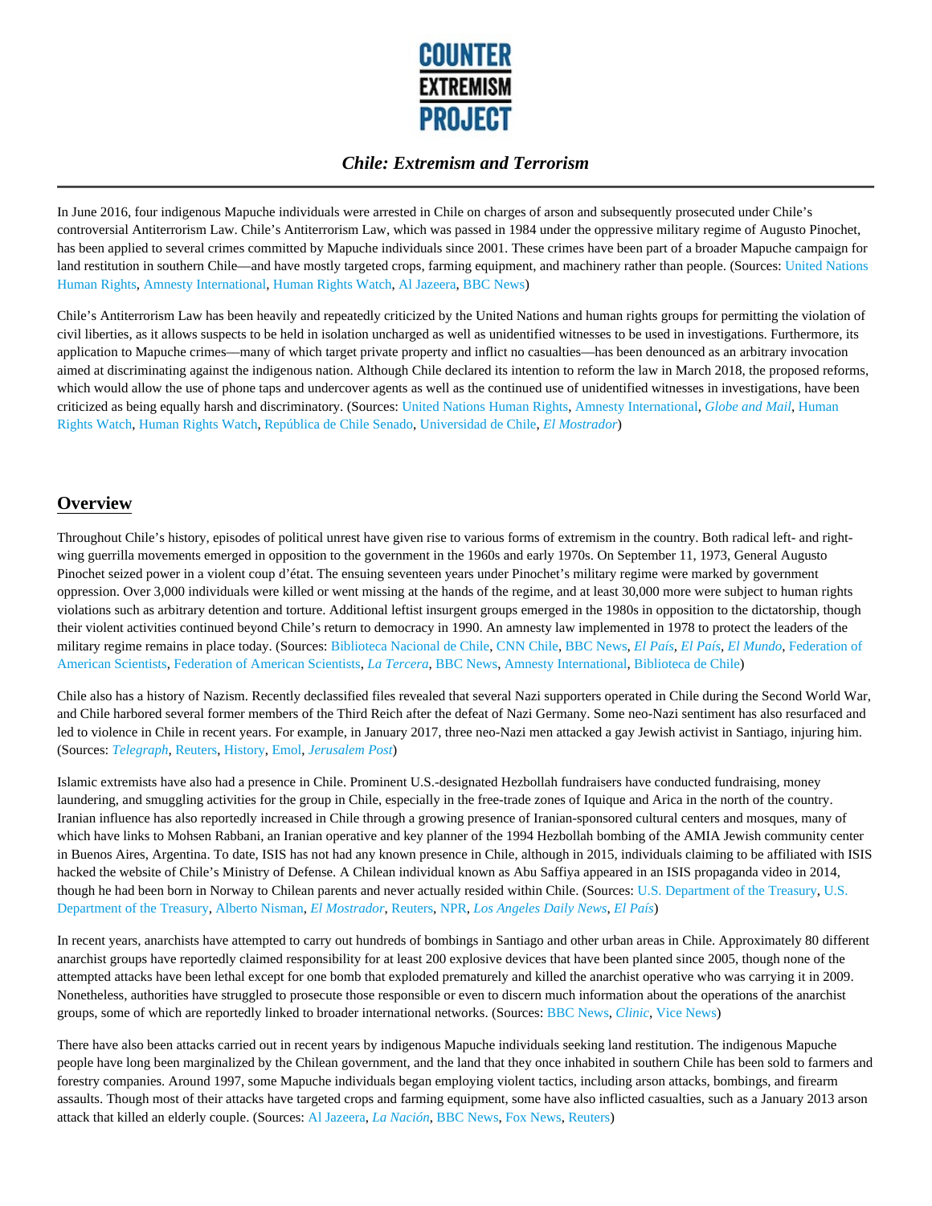# COUNTER EXTREMISM PROJECT

## *Chile: Extremism and Terrorism*

In June 2016, four indigenous Mapuche individuals were arrested in Chile on charges of arson and subsequently prosecuted under Chile's controversial Antiterrorism Law. Chile's Antiterrorism Law, which was passed in 1984 under the oppressive military regime of Augusto Pinochet, has been applied to several crimes committed by Mapuche individuals since 2001. These crimes have been part of a broader Mapuche campaign for land restitution in southern Chile—and have mostly targeted crops, farming equipment, and machinery rather than people. (Sources: United Nations Human Rights, Amnesty International, Human Rights Watch, Al Jazeera, BBC News)

Chile's Antiterrorism Law has been heavily and repeatedly criticized by the United Nations and human rights groups for permitting the violation of civil liberties, as it allows suspects to be held in isolation uncharged as well as unidentified witnesses to be used in investigations. Furthermore, its application to Mapuche crimes—many of which target private property and inflict no casualties—has been denounced as an arbitrary invocation aimed at discriminating against the indigenous nation. Although Chile declared its intention to reform the law in March 2018, the proposed reforms, which would allow the use of phone taps and undercover agents as well as the continued use of unidentified witnesses in investigations, have been criticized as being equally harsh and discriminatory. (Sources: United Nations Human Rights, Amnesty International, *Globe and Mail*, Human Rights Watch, Human Rights Watch, República de Chile Senado, Universidad de Chile, *El Mostrador*)

## Overview

Throughout Chile's history, episodes of political unrest have given rise to various forms of extremism in the country. Both radical left- and right-wing guerrilla movements emerged in opposition to the government in the 1960s and early 1970s. On September 11, 1973, General Augusto Pinochet seized power in a violent coup d'état. The ensuing seventeen years under Pinochet's military regime were marked by government oppression. Over 3,000 individuals were killed or went missing at the hands of the regime, and at least 30,000 more were subject to human rights violations such as arbitrary detention and torture. Additional leftist insurgent groups emerged in the 1980s in opposition to the dictatorship, though their violent activities continued beyond Chile's return to democracy in 1990. An amnesty law implemented in 1978 to protect the leaders of the military regime remains in place today. (Sources: Biblioteca Nacional de Chile, CNN Chile, BBC News, *El País*, *El País*, *El Mundo*, Federation of American Scientists, Federation of American Scientists, *La Tercera*, BBC News, Amnesty International, Biblioteca de Chile)

Chile also has a history of Nazism. Recently declassified files revealed that several Nazi supporters operated in Chile during the Second World War, and Chile harbored several former members of the Third Reich after the defeat of Nazi Germany. Some neo-Nazi sentiment has also resurfaced and led to violence in Chile in recent years. For example, in January 2017, three neo-Nazi men attacked a gay Jewish activist in Santiago, injuring him. (Sources: *Telegraph*, Reuters, History, Emol, *Jerusalem Post*)

Islamic extremists have also had a presence in Chile. Prominent U.S.-designated Hezbollah fundraisers have conducted fundraising, money laundering, and smuggling activities for the group in Chile, especially in the free-trade zones of Iquique and Arica in the north of the country. Iranian influence has also reportedly increased in Chile through a growing presence of Iranian-sponsored cultural centers and mosques, many of which have links to Mohsen Rabbani, an Iranian operative and key planner of the 1994 Hezbollah bombing of the AMIA Jewish community center in Buenos Aires, Argentina. To date, ISIS has not had any known presence in Chile, although in 2015, individuals claiming to be affiliated with ISIS hacked the website of Chile's Ministry of Defense. A Chilean individual known as Abu Saffiya appeared in an ISIS propaganda video in 2014, though he had been born in Norway to Chilean parents and never actually resided within Chile. (Sources: U.S. Department of the Treasury, U.S. Department of the Treasury, Alberto Nisman, *El Mostrador*, Reuters, NPR, *Los Angeles Daily News*, *El País*)

In recent years, anarchists have attempted to carry out hundreds of bombings in Santiago and other urban areas in Chile. Approximately 80 different anarchist groups have reportedly claimed responsibility for at least 200 explosive devices that have been planted since 2005, though none of the attempted attacks have been lethal except for one bomb that exploded prematurely and killed the anarchist operative who was carrying it in 2009. Nonetheless, authorities have struggled to prosecute those responsible or even to discern much information about the operations of the anarchist groups, some of which are reportedly linked to broader international networks. (Sources: BBC News, *Clinic*, Vice News)

There have also been attacks carried out in recent years by indigenous Mapuche individuals seeking land restitution. The indigenous Mapuche people have long been marginalized by the Chilean government, and the land that they once inhabited in southern Chile has been sold to farmers and forestry companies. Around 1997, some Mapuche individuals began employing violent tactics, including arson attacks, bombings, and firearm assaults. Though most of their attacks have targeted crops and farming equipment, some have also inflicted casualties, such as a January 2013 arson attack that killed an elderly couple. (Sources: Al Jazeera, *La Nación*, BBC News, Fox News, Reuters)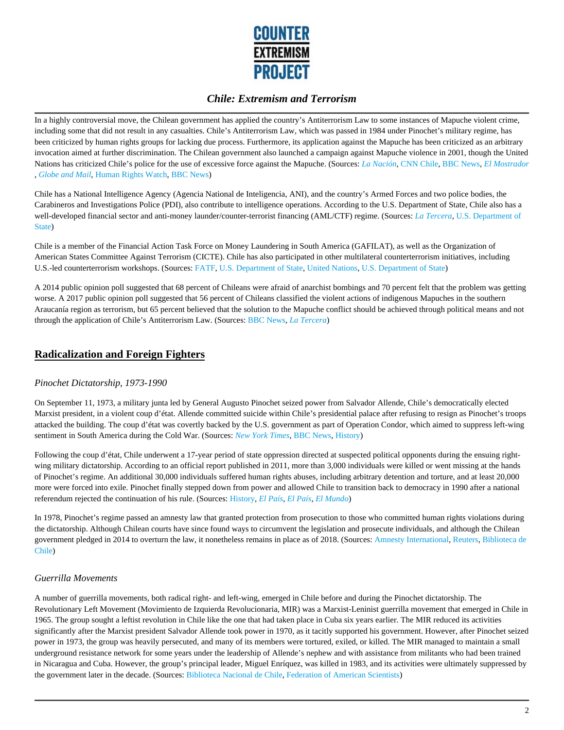In a highly controversial move, the Chilean government has applied the country's Antiterrorism Law to some instances of Mapuche violent crime, including some that did not result in any casualties. Chile's Antiterrorism Law, which was passed in 1984 under Pinochet's military regime, has been criticized by human rights groups for lacking due process. Furthermore, its application against the Mapuche has been criticized as an arbitrary invocation aimed at further discrimination. The Chilean government also launched a campaign against Mapuche violence in 2001, though the United Nations has criticized Chile's police for the use of excessive force against the Mapuche. (Sources: *La Nación*, CNN Chile, BBC News, *El Mostrador*, *Globe and Mail*, Human Rights Watch, BBC News)

Chile has a National Intelligence Agency (Agencia National de Inteligencia, ANI), and the country's Armed Forces and two police bodies, the Carabineros and Investigations Police (PDI), also contribute to intelligence operations. According to the U.S. Department of State, Chile also has a well-developed financial sector and anti-money launder/counter-terrorist financing (AML/CTF) regime. (Sources: *La Tercera*, U.S. Department of State)

Chile is a member of the Financial Action Task Force on Money Laundering in South America (GAFILAT), as well as the Organization of American States Committee Against Terrorism (CICTE). Chile has also participated in other multilateral counterterrorism initiatives, including U.S.-led counterterrorism workshops. (Sources: FATF, U.S. Department of State, United Nations, U.S. Department of State)

A 2014 public opinion poll suggested that 68 percent of Chileans were afraid of anarchist bombings and 70 percent felt that the problem was getting worse. A 2017 public opinion poll suggested that 56 percent of Chileans classified the violent actions of indigenous Mapuches in the southern Araucanía region as terrorism, but 65 percent believed that the solution to the Mapuche conflict should be achieved through political means and not through the application of Chile's Antiterrorism Law. (Sources: BBC News, *La Tercera*)

## Radicalization and Foreign Fighters

### *Pinochet Dictatorship, 1973-1990*

On September 11, 1973, a military junta led by General Augusto Pinochet seized power from Salvador Allende, Chile's democratically elected Marxist president, in a violent coup d'état. Allende committed suicide within Chile's presidential palace after refusing to resign as Pinochet's troops attacked the building. The coup d'état was covertly backed by the U.S. government as part of Operation Condor, which aimed to suppress left-wing sentiment in South America during the Cold War. (Sources: *New York Times*, BBC News, History)

Following the coup d'état, Chile underwent a 17-year period of state oppression directed at suspected political opponents during the ensuing right-wing military dictatorship. According to an official report published in 2011, more than 3,000 individuals were killed or went missing at the hands of Pinochet's regime. An additional 30,000 individuals suffered human rights abuses, including arbitrary detention and torture, and at least 20,000 more were forced into exile. Pinochet finally stepped down from power and allowed Chile to transition back to democracy in 1990 after a national referendum rejected the continuation of his rule. (Sources: History, *El País*, *El País*, *El Mundo*)

In 1978, Pinochet's regime passed an amnesty law that granted protection from prosecution to those who committed human rights violations during the dictatorship. Although Chilean courts have since found ways to circumvent the legislation and prosecute individuals, and although the Chilean government pledged in 2014 to overturn the law, it nonetheless remains in place as of 2018. (Sources: Amnesty International, Reuters, Biblioteca de Chile)

### *Guerrilla Movements*

A number of guerrilla movements, both radical right- and left-wing, emerged in Chile before and during the Pinochet dictatorship. The Revolutionary Left Movement (Movimiento de Izquierda Revolucionaria, MIR) was a Marxist-Leninist guerrilla movement that emerged in Chile in 1965. The group sought a leftist revolution in Chile like the one that had taken place in Cuba six years earlier. The MIR reduced its activities significantly after the Marxist president Salvador Allende took power in 1970, as it tacitly supported his government. However, after Pinochet seized power in 1973, the group was heavily persecuted, and many of its members were tortured, exiled, or killed. The MIR managed to maintain a small underground resistance network for some years under the leadership of Allende's nephew and with assistance from militants who had been trained in Nicaragua and Cuba. However, the group's principal leader, Miguel Enríquez, was killed in 1983, and its activities were ultimately suppressed by the government later in the decade. (Sources: Biblioteca Nacional de Chile, Federation of American Scientists)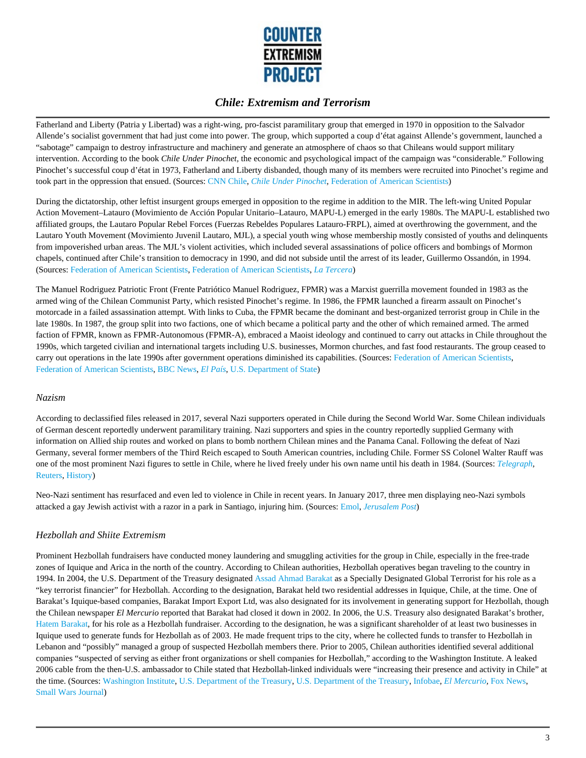Fatherland and Liberty (Patria y Libertad) was a right-wing, pro-fascist paramilitary group that emerged in 1970 in opposition to the Salvador Allende's socialist government that had just come into power. The group, which supported a coup d'état against Allende's government, launched a "sabotage" campaign to destroy infrastructure and machinery and generate an atmosphere of chaos so that Chileans would support military intervention. According to the book *Chile Under Pinochet,* the economic and psychological impact of the campaign was "considerable." Following Pinochet's successful coup d'état in 1973, Fatherland and Liberty disbanded, though many of its members were recruited into Pinochet's regime and took part in the oppression that ensued. (Sources: CNN Chile, *Chile Under Pinochet*, Federation of American Scientists)

During the dictatorship, other leftist insurgent groups emerged in opposition to the regime in addition to the MIR. The left-wing United Popular Action Movement–Latauro (Movimiento de Acción Popular Unitario–Latauro, MAPU-L) emerged in the early 1980s. The MAPU-L established two affiliated groups, the Lautaro Popular Rebel Forces (Fuerzas Rebeldes Populares Latauro-FRPL), aimed at overthrowing the government, and the Lautaro Youth Movement (Movimiento Juvenil Lautaro, MJL), a special youth wing whose membership mostly consisted of youths and delinquents from impoverished urban areas. The MJL's violent activities, which included several assassinations of police officers and bombings of Mormon chapels, continued after Chile's transition to democracy in 1990, and did not subside until the arrest of its leader, Guillermo Ossandón, in 1994. (Sources: Federation of American Scientists, Federation of American Scientists, *La Tercera*)

The Manuel Rodriguez Patriotic Front (Frente Patriótico Manuel Rodriguez, FPMR) was a Marxist guerrilla movement founded in 1983 as the armed wing of the Chilean Communist Party, which resisted Pinochet's regime. In 1986, the FPMR launched a firearm assault on Pinochet's motorcade in a failed assassination attempt. With links to Cuba, the FPMR became the dominant and best-organized terrorist group in Chile in the late 1980s. In 1987, the group split into two factions, one of which became a political party and the other of which remained armed. The armed faction of FPMR, known as FPMR-Autonomous (FPMR-A), embraced a Maoist ideology and continued to carry out attacks in Chile throughout the 1990s, which targeted civilian and international targets including U.S. businesses, Mormon churches, and fast food restaurants. The group ceased to carry out operations in the late 1990s after government operations diminished its capabilities. (Sources: Federation of American Scientists, Federation of American Scientists, BBC News, *El País*, U.S. Department of State)

### *Nazism*

According to declassified files released in 2017, several Nazi supporters operated in Chile during the Second World War. Some Chilean individuals of German descent reportedly underwent paramilitary training. Nazi supporters and spies in the country reportedly supplied Germany with information on Allied ship routes and worked on plans to bomb northern Chilean mines and the Panama Canal. Following the defeat of Nazi Germany, several former members of the Third Reich escaped to South American countries, including Chile. Former SS Colonel Walter Rauff was one of the most prominent Nazi figures to settle in Chile, where he lived freely under his own name until his death in 1984. (Sources: *Telegraph*, Reuters, History)

Neo-Nazi sentiment has resurfaced and even led to violence in Chile in recent years. In January 2017, three men displaying neo-Nazi symbols attacked a gay Jewish activist with a razor in a park in Santiago, injuring him. (Sources: Emol, *Jerusalem Post*)

### *Hezbollah and Shiite Extremism*

Prominent Hezbollah fundraisers have conducted money laundering and smuggling activities for the group in Chile, especially in the free-trade zones of Iquique and Arica in the north of the country. According to Chilean authorities, Hezbollah operatives began traveling to the country in 1994. In 2004, the U.S. Department of the Treasury designated Assad Ahmad Barakat as a Specially Designated Global Terrorist for his role as a "key terrorist financier" for Hezbollah. According to the designation, Barakat held two residential addresses in Iquique, Chile, at the time. One of Barakat's Iquique-based companies, Barakat Import Export Ltd, was also designated for its involvement in generating support for Hezbollah, though the Chilean newspaper *El Mercurio* reported that Barakat had closed it down in 2002. In 2006, the U.S. Treasury also designated Barakat's brother, Hatem Barakat, for his role as a Hezbollah fundraiser. According to the designation, he was a significant shareholder of at least two businesses in Iquique used to generate funds for Hezbollah as of 2003. He made frequent trips to the city, where he collected funds to transfer to Hezbollah in Lebanon and "possibly" managed a group of suspected Hezbollah members there. Prior to 2005, Chilean authorities identified several additional companies "suspected of serving as either front organizations or shell companies for Hezbollah," according to the Washington Institute. A leaked 2006 cable from the then-U.S. ambassador to Chile stated that Hezbollah-linked individuals were "increasing their presence and activity in Chile" at the time. (Sources: Washington Institute, U.S. Department of the Treasury, U.S. Department of the Treasury, Infobae, *El Mercurio*, Fox News, Small Wars Journal)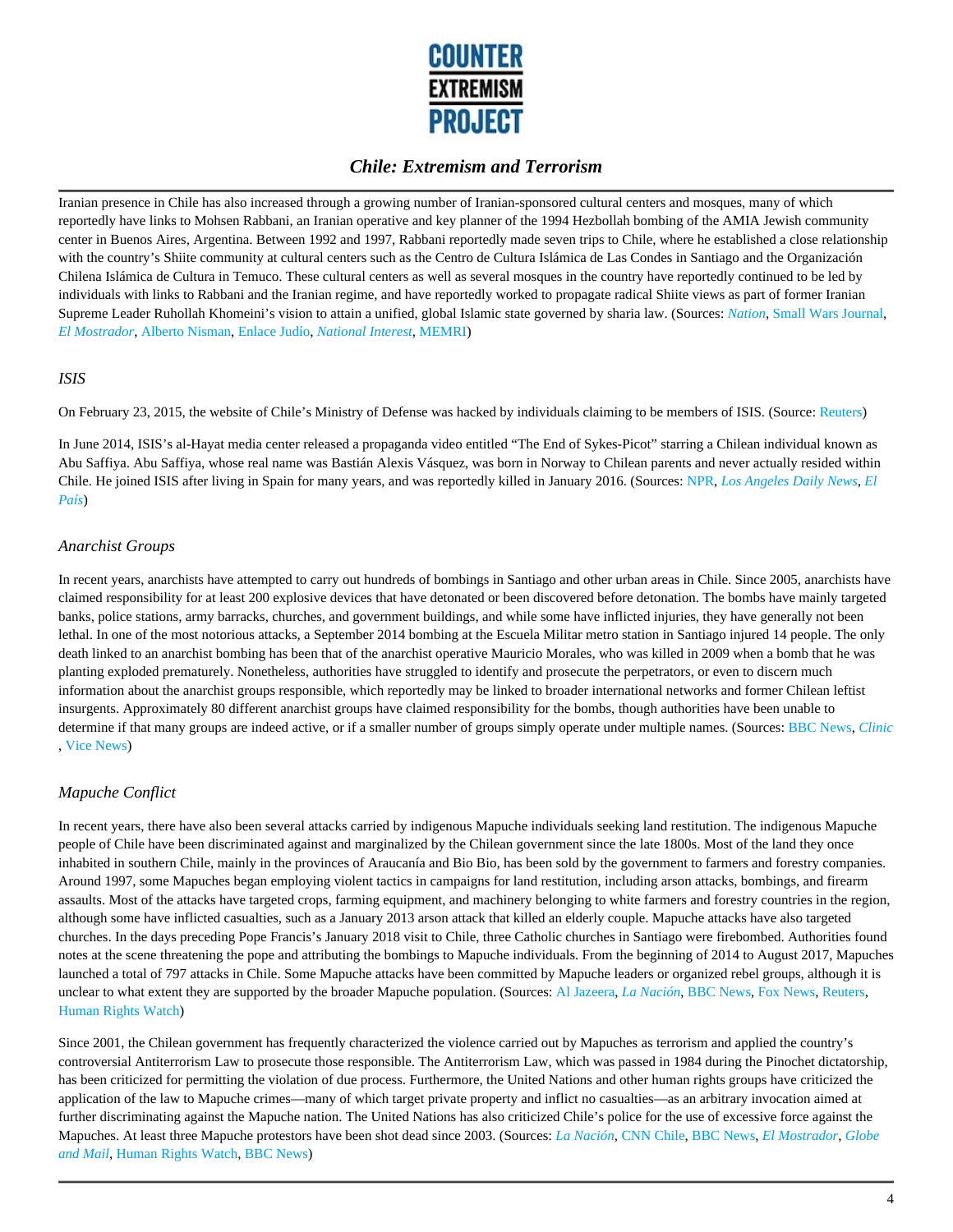Iranian presence in Chile has also increased through a growing number of Iranian-sponsored cultural centers and mosques, many of which reportedly have links to Mohsen Rabbani, an Iranian operative and key planner of the 1994 Hezbollah bombing of the AMIA Jewish community center in Buenos Aires, Argentina. Between 1992 and 1997, Rabbani reportedly made seven trips to Chile, where he established a close relationship with the country's Shiite community at cultural centers such as the Centro de Cultura Islámica de Las Condes in Santiago and the Organización Chilena Islámica de Cultura in Temuco. These cultural centers as well as several mosques in the country have reportedly continued to be led by individuals with links to Rabbani and the Iranian regime, and have reportedly worked to propagate radical Shiite views as part of former Iranian Supreme Leader Ruhollah Khomeini's vision to attain a unified, global Islamic state governed by sharia law. (Sources: *Nation*, Small Wars Journal, *El Mostrador*, Alberto Nisman, Enlace Judío, *National Interest*, MEMRI)

### *ISIS*

On February 23, 2015, the website of Chile's Ministry of Defense was hacked by individuals claiming to be members of ISIS. (Source: Reuters)

In June 2014, ISIS's al-Hayat media center released a propaganda video entitled "The End of Sykes-Picot" starring a Chilean individual known as Abu Saffiya. Abu Saffiya, whose real name was Bastián Alexis Vásquez, was born in Norway to Chilean parents and never actually resided within Chile. He joined ISIS after living in Spain for many years, and was reportedly killed in January 2016. (Sources: NPR, *Los Angeles Daily News*, *El País*)

### *Anarchist Groups*

In recent years, anarchists have attempted to carry out hundreds of bombings in Santiago and other urban areas in Chile. Since 2005, anarchists have claimed responsibility for at least 200 explosive devices that have detonated or been discovered before detonation. The bombs have mainly targeted banks, police stations, army barracks, churches, and government buildings, and while some have inflicted injuries, they have generally not been lethal. In one of the most notorious attacks, a September 2014 bombing at the Escuela Militar metro station in Santiago injured 14 people. The only death linked to an anarchist bombing has been that of the anarchist operative Mauricio Morales, who was killed in 2009 when a bomb that he was planting exploded prematurely. Nonetheless, authorities have struggled to identify and prosecute the perpetrators, or even to discern much information about the anarchist groups responsible, which reportedly may be linked to broader international networks and former Chilean leftist insurgents. Approximately 80 different anarchist groups have claimed responsibility for the bombs, though authorities have been unable to determine if that many groups are indeed active, or if a smaller number of groups simply operate under multiple names. (Sources: BBC News, *Clinic*, Vice News)

### *Mapuche Conflict*

In recent years, there have also been several attacks carried by indigenous Mapuche individuals seeking land restitution. The indigenous Mapuche people of Chile have been discriminated against and marginalized by the Chilean government since the late 1800s. Most of the land they once inhabited in southern Chile, mainly in the provinces of Araucanía and Bio Bio, has been sold by the government to farmers and forestry companies. Around 1997, some Mapuches began employing violent tactics in campaigns for land restitution, including arson attacks, bombings, and firearm assaults. Most of the attacks have targeted crops, farming equipment, and machinery belonging to white farmers and forestry countries in the region, although some have inflicted casualties, such as a January 2013 arson attack that killed an elderly couple. Mapuche attacks have also targeted churches. In the days preceding Pope Francis's January 2018 visit to Chile, three Catholic churches in Santiago were firebombed. Authorities found notes at the scene threatening the pope and attributing the bombings to Mapuche individuals. From the beginning of 2014 to August 2017, Mapuches launched a total of 797 attacks in Chile. Some Mapuche attacks have been committed by Mapuche leaders or organized rebel groups, although it is unclear to what extent they are supported by the broader Mapuche population. (Sources: Al Jazeera, *La Nación*, BBC News, Fox News, Reuters, Human Rights Watch)

Since 2001, the Chilean government has frequently characterized the violence carried out by Mapuches as terrorism and applied the country's controversial Antiterrorism Law to prosecute those responsible. The Antiterrorism Law, which was passed in 1984 during the Pinochet dictatorship, has been criticized for permitting the violation of due process. Furthermore, the United Nations and other human rights groups have criticized the application of the law to Mapuche crimes—many of which target private property and inflict no casualties—as an arbitrary invocation aimed at further discriminating against the Mapuche nation. The United Nations has also criticized Chile's police for the use of excessive force against the Mapuches. At least three Mapuche protestors have been shot dead since 2003. (Sources: *La Nación*, CNN Chile, BBC News, *El Mostrador*, *Globe and Mail*, Human Rights Watch, BBC News)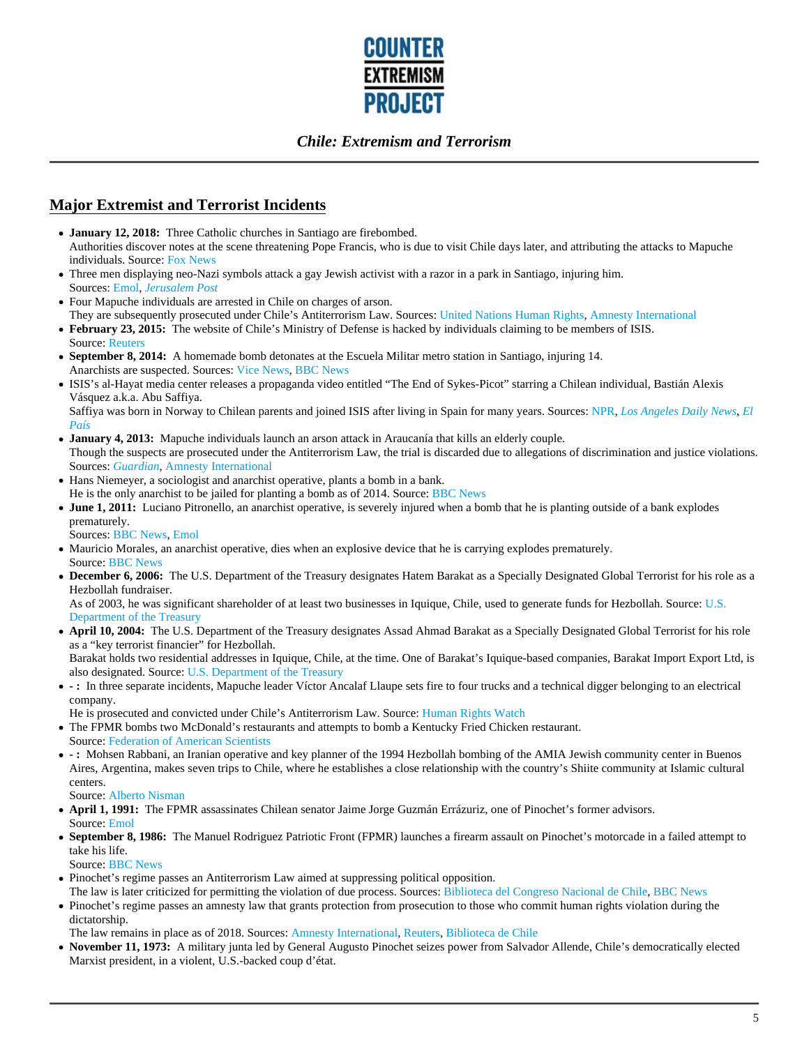## Major Extremist and Terrorist Incidents

- **January 12, 2018:** Three Catholic churches in Santiago are firebombed.
  Authorities discover notes at the scene threatening Pope Francis, who is due to visit Chile days later, and attributing the attacks to Mapuche individuals. Source: Fox News
- Three men displaying neo-Nazi symbols attack a gay Jewish activist with a razor in a park in Santiago, injuring him.
  Sources: Emol, *Jerusalem Post*
- Four Mapuche individuals are arrested in Chile on charges of arson.
  They are subsequently prosecuted under Chile's Antiterrorism Law. Sources: United Nations Human Rights, Amnesty International
- **February 23, 2015:** The website of Chile's Ministry of Defense is hacked by individuals claiming to be members of ISIS.
  Source: Reuters
- **September 8, 2014:** A homemade bomb detonates at the Escuela Militar metro station in Santiago, injuring 14.
  Anarchists are suspected. Sources: Vice News, BBC News
- ISIS's al-Hayat media center releases a propaganda video entitled "The End of Sykes-Picot" starring a Chilean individual, Bastián Alexis Vásquez a.k.a. Abu Saffiya.
  Saffiya was born in Norway to Chilean parents and joined ISIS after living in Spain for many years. Sources: NPR, *Los Angeles Daily News*, *El País*
- **January 4, 2013:** Mapuche individuals launch an arson attack in Araucanía that kills an elderly couple.
  Though the suspects are prosecuted under the Antiterrorism Law, the trial is discarded due to allegations of discrimination and justice violations. Sources: *Guardian*, Amnesty International
- Hans Niemeyer, a sociologist and anarchist operative, plants a bomb in a bank.
  He is the only anarchist to be jailed for planting a bomb as of 2014. Source: BBC News
- **June 1, 2011:** Luciano Pitronello, an anarchist operative, is severely injured when a bomb that he is planting outside of a bank explodes prematurely.
  Sources: BBC News, Emol
- Mauricio Morales, an anarchist operative, dies when an explosive device that he is carrying explodes prematurely.
  Source: BBC News
- **December 6, 2006:** The U.S. Department of the Treasury designates Hatem Barakat as a Specially Designated Global Terrorist for his role as a Hezbollah fundraiser.
  As of 2003, he was significant shareholder of at least two businesses in Iquique, Chile, used to generate funds for Hezbollah. Source: U.S. Department of the Treasury
- **April 10, 2004:** The U.S. Department of the Treasury designates Assad Ahmad Barakat as a Specially Designated Global Terrorist for his role as a "key terrorist financier" for Hezbollah.
  Barakat holds two residential addresses in Iquique, Chile, at the time. One of Barakat's Iquique-based companies, Barakat Import Export Ltd, is also designated. Source: U.S. Department of the Treasury
- **- :** In three separate incidents, Mapuche leader Víctor Ancalaf Llaupe sets fire to four trucks and a technical digger belonging to an electrical company.
  He is prosecuted and convicted under Chile's Antiterrorism Law. Source: Human Rights Watch
- The FPMR bombs two McDonald's restaurants and attempts to bomb a Kentucky Fried Chicken restaurant.
  Source: Federation of American Scientists
- **- :** Mohsen Rabbani, an Iranian operative and key planner of the 1994 Hezbollah bombing of the AMIA Jewish community center in Buenos Aires, Argentina, makes seven trips to Chile, where he establishes a close relationship with the country's Shiite community at Islamic cultural centers.
  Source: Alberto Nisman
- **April 1, 1991:** The FPMR assassinates Chilean senator Jaime Jorge Guzmán Errázuriz, one of Pinochet's former advisors.
  Source: Emol
- **September 8, 1986:** The Manuel Rodriguez Patriotic Front (FPMR) launches a firearm assault on Pinochet's motorcade in a failed attempt to take his life.
  Source: BBC News
- Pinochet's regime passes an Antiterrorism Law aimed at suppressing political opposition.
  The law is later criticized for permitting the violation of due process. Sources: Biblioteca del Congreso Nacional de Chile, BBC News
- Pinochet's regime passes an amnesty law that grants protection from prosecution to those who commit human rights violation during the dictatorship.
  The law remains in place as of 2018. Sources: Amnesty International, Reuters, Biblioteca de Chile
- **November 11, 1973:** A military junta led by General Augusto Pinochet seizes power from Salvador Allende, Chile's democratically elected Marxist president, in a violent, U.S.-backed coup d'état.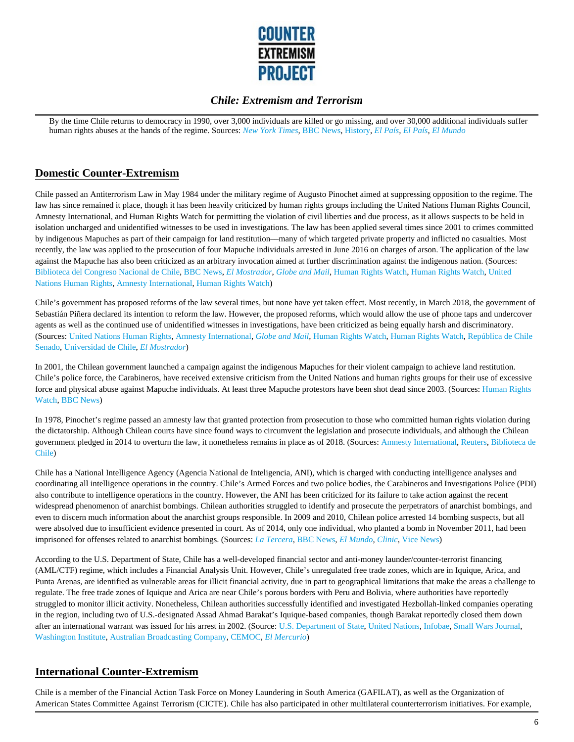By the time Chile returns to democracy in 1990, over 3,000 individuals are killed or go missing, and over 30,000 additional individuals suffer human rights abuses at the hands of the regime. Sources: *New York Times*, BBC News, History, *El País*, *El País*, *El Mundo*

## Domestic Counter-Extremism

Chile passed an Antiterrorism Law in May 1984 under the military regime of Augusto Pinochet aimed at suppressing opposition to the regime. The law has since remained it place, though it has been heavily criticized by human rights groups including the United Nations Human Rights Council, Amnesty International, and Human Rights Watch for permitting the violation of civil liberties and due process, as it allows suspects to be held in isolation uncharged and unidentified witnesses to be used in investigations. The law has been applied several times since 2001 to crimes committed by indigenous Mapuches as part of their campaign for land restitution—many of which targeted private property and inflicted no casualties. Most recently, the law was applied to the prosecution of four Mapuche individuals arrested in June 2016 on charges of arson. The application of the law against the Mapuche has also been criticized as an arbitrary invocation aimed at further discrimination against the indigenous nation. (Sources: Biblioteca del Congreso Nacional de Chile, BBC News, *El Mostrador*, *Globe and Mail*, Human Rights Watch, Human Rights Watch, United Nations Human Rights, Amnesty International, Human Rights Watch)

Chile's government has proposed reforms of the law several times, but none have yet taken effect. Most recently, in March 2018, the government of Sebastián Piñera declared its intention to reform the law. However, the proposed reforms, which would allow the use of phone taps and undercover agents as well as the continued use of unidentified witnesses in investigations, have been criticized as being equally harsh and discriminatory. (Sources: United Nations Human Rights, Amnesty International, *Globe and Mail*, Human Rights Watch, Human Rights Watch, República de Chile Senado, Universidad de Chile, *El Mostrador*)

In 2001, the Chilean government launched a campaign against the indigenous Mapuches for their violent campaign to achieve land restitution. Chile's police force, the Carabineros, have received extensive criticism from the United Nations and human rights groups for their use of excessive force and physical abuse against Mapuche individuals. At least three Mapuche protestors have been shot dead since 2003. (Sources: Human Rights Watch, BBC News)

In 1978, Pinochet's regime passed an amnesty law that granted protection from prosecution to those who committed human rights violation during the dictatorship. Although Chilean courts have since found ways to circumvent the legislation and prosecute individuals, and although the Chilean government pledged in 2014 to overturn the law, it nonetheless remains in place as of 2018. (Sources: Amnesty International, Reuters, Biblioteca de Chile)

Chile has a National Intelligence Agency (Agencia National de Inteligencia, ANI), which is charged with conducting intelligence analyses and coordinating all intelligence operations in the country. Chile's Armed Forces and two police bodies, the Carabineros and Investigations Police (PDI) also contribute to intelligence operations in the country. However, the ANI has been criticized for its failure to take action against the recent widespread phenomenon of anarchist bombings. Chilean authorities struggled to identify and prosecute the perpetrators of anarchist bombings, and even to discern much information about the anarchist groups responsible. In 2009 and 2010, Chilean police arrested 14 bombing suspects, but all were absolved due to insufficient evidence presented in court. As of 2014, only one individual, who planted a bomb in November 2011, had been imprisoned for offenses related to anarchist bombings. (Sources: *La Tercera*, BBC News, *El Mundo*, *Clinic*, Vice News)

According to the U.S. Department of State, Chile has a well-developed financial sector and anti-money launder/counter-terrorist financing (AML/CTF) regime, which includes a Financial Analysis Unit. However, Chile's unregulated free trade zones, which are in Iquique, Arica, and Punta Arenas, are identified as vulnerable areas for illicit financial activity, due in part to geographical limitations that make the areas a challenge to regulate. The free trade zones of Iquique and Arica are near Chile's porous borders with Peru and Bolivia, where authorities have reportedly struggled to monitor illicit activity. Nonetheless, Chilean authorities successfully identified and investigated Hezbollah-linked companies operating in the region, including two of U.S.-designated Assad Ahmad Barakat's Iquique-based companies, though Barakat reportedly closed them down after an international warrant was issued for his arrest in 2002. (Source: U.S. Department of State, United Nations, Infobae, Small Wars Journal, Washington Institute, Australian Broadcasting Company, CEMOC, *El Mercurio*)

## International Counter-Extremism

Chile is a member of the Financial Action Task Force on Money Laundering in South America (GAFILAT), as well as the Organization of American States Committee Against Terrorism (CICTE). Chile has also participated in other multilateral counterterrorism initiatives. For example,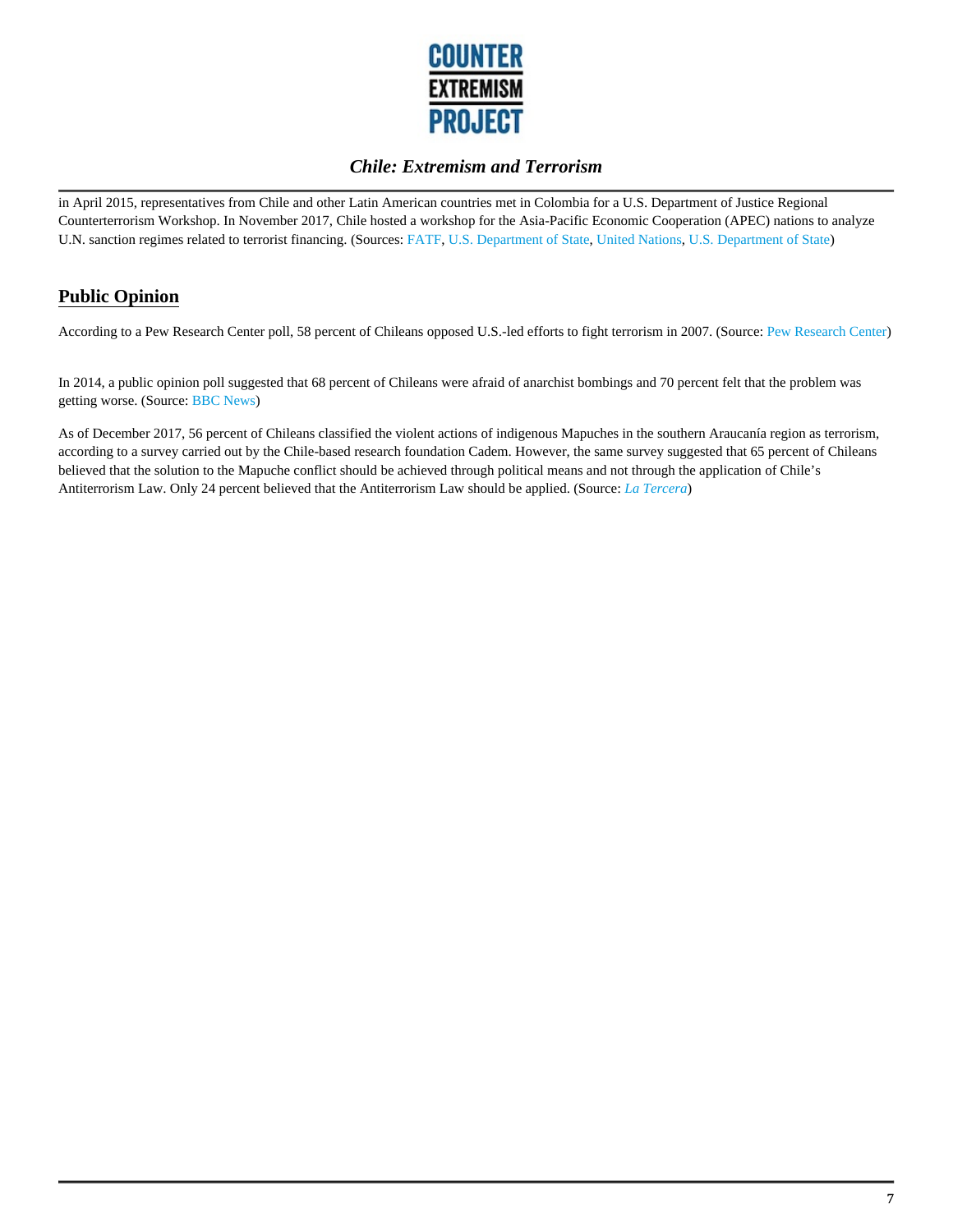in April 2015, representatives from Chile and other Latin American countries met in Colombia for a U.S. Department of Justice Regional Counterterrorism Workshop. In November 2017, Chile hosted a workshop for the Asia-Pacific Economic Cooperation (APEC) nations to analyze U.N. sanction regimes related to terrorist financing. (Sources: FATF, U.S. Department of State, United Nations, U.S. Department of State)

## Public Opinion

According to a Pew Research Center poll, 58 percent of Chileans opposed U.S.-led efforts to fight terrorism in 2007. (Source: Pew Research Center)

In 2014, a public opinion poll suggested that 68 percent of Chileans were afraid of anarchist bombings and 70 percent felt that the problem was getting worse. (Source: BBC News)

As of December 2017, 56 percent of Chileans classified the violent actions of indigenous Mapuches in the southern Araucanía region as terrorism, according to a survey carried out by the Chile-based research foundation Cadem. However, the same survey suggested that 65 percent of Chileans believed that the solution to the Mapuche conflict should be achieved through political means and not through the application of Chile's Antiterrorism Law. Only 24 percent believed that the Antiterrorism Law should be applied. (Source: *La Tercera*)